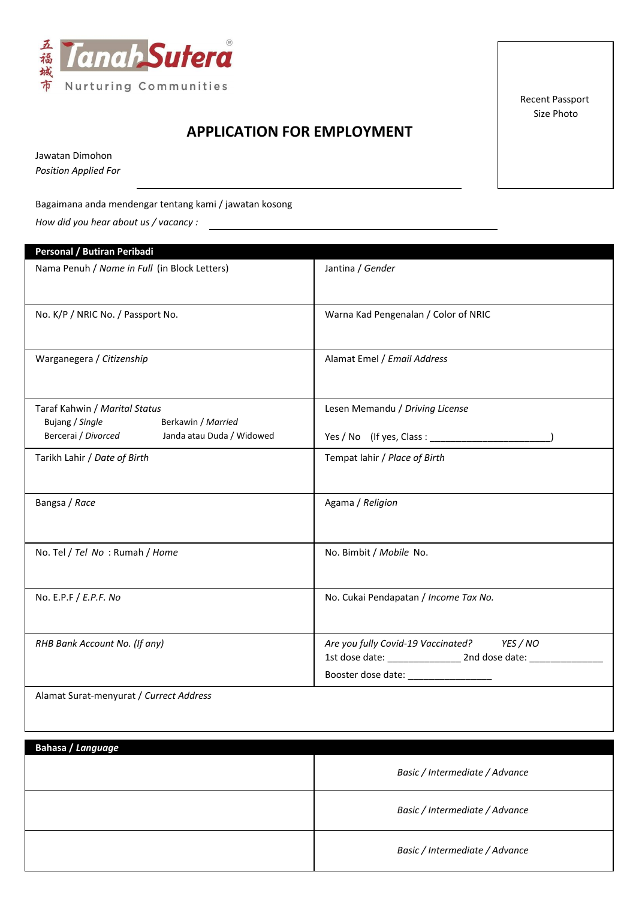五福城市 **Tanah Sutera**®

Nurturing Communities

Recent Passport Size Photo

# APPLICATION FOR EMPLOYMENT

Jawatan Dimohon
*Position Applied For* ______________________________

Bagaimana anda mendengar tentang kami / jawatan kosong
*How did you hear about us / vacancy :* ______________________________

| **Personal / Butiran Peribadi** | |
|---|---|
| Nama Penuh / *Name in Full* (in Block Letters) | Jantina / *Gender* |
| No. K/P / NRIC No. / Passport No. | Warna Kad Pengenalan / Color of NRIC |
| Warganegera / *Citizenship* | Alamat Emel / *Email Address* |
| Taraf Kahwin / *Marital Status*<br>Bujang / *Single* Berkawin / *Married*<br>Bercerai / *Divorced* Janda atau Duda / Widowed | Lesen Memandu / *Driving License*<br>Yes / No (If yes, Class : ______________________) |
| Tarikh Lahir / *Date of Birth* | Tempat lahir / *Place of Birth* |
| Bangsa / *Race* | Agama / *Religion* |
| No. Tel / *Tel No* : Rumah / *Home* | No. Bimbit / *Mobile* No. |
| No. E.P.F / *E.P.F. No* | No. Cukai Pendapatan / *Income Tax No.* |
| *RHB Bank Account No. (If any)* | *Are you fully Covid-19 Vaccinated?* *YES / NO*<br>1st dose date: ______________ 2nd dose date: ______________<br>Booster dose date: ________________ |
| Alamat Surat-menyurat / *Currect Address* | |

| **Bahasa / *Language*** | |
|---|---|
| | *Basic / Intermediate / Advance* |
| | *Basic / Intermediate / Advance* |
| | *Basic / Intermediate / Advance* |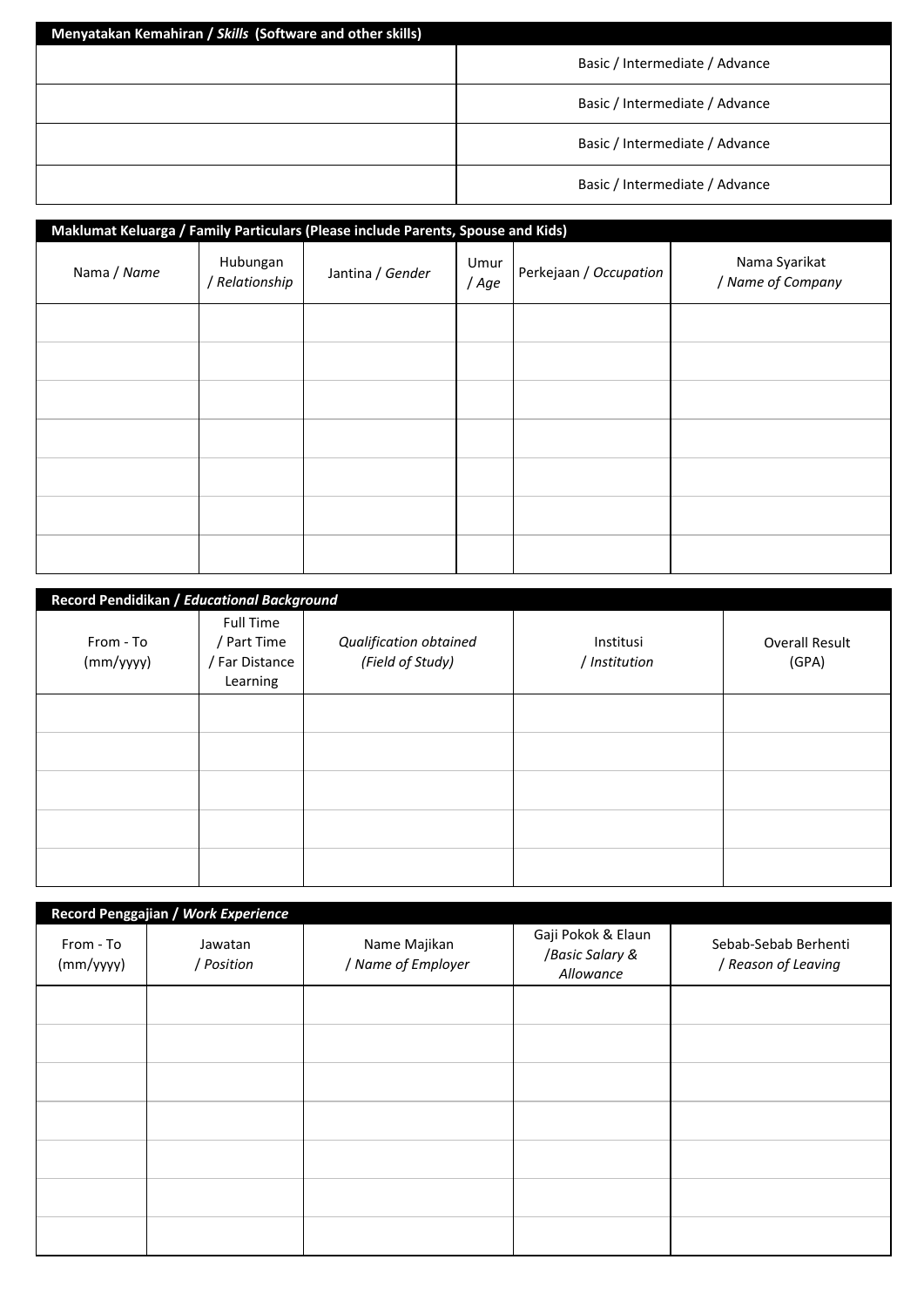| **Menyatakan Kemahiran / *Skills* (Software and other skills)** | |
|---|---|
| | Basic / Intermediate / Advance |
| | Basic / Intermediate / Advance |
| | Basic / Intermediate / Advance |
| | Basic / Intermediate / Advance |

**Maklumat Keluarga / Family Particulars (Please include Parents, Spouse and Kids)**

| Nama / *Name* | Hubungan / *Relationship* | Jantina / *Gender* | Umur / *Age* | Perkejaan / *Occupation* | Nama Syarikat / *Name of Company* |
|---|---|---|---|---|---|
| | | | | | |
| | | | | | |
| | | | | | |
| | | | | | |
| | | | | | |
| | | | | | |
| | | | | | |

**Record Pendidikan / *Educational Background***

| From - To (mm/yyyy) | Full Time / Part Time / Far Distance Learning | *Qualification obtained (Field of Study)* | Institusi / *Institution* | Overall Result (GPA) |
|---|---|---|---|---|
| | | | | |
| | | | | |
| | | | | |
| | | | | |
| | | | | |

**Record Penggajian / *Work Experience***

| From - To (mm/yyyy) | Jawatan / *Position* | Name Majikan / *Name of Employer* | Gaji Pokok & Elaun /*Basic Salary & Allowance* | Sebab-Sebab Berhenti / *Reason of Leaving* |
|---|---|---|---|---|
| | | | | |
| | | | | |
| | | | | |
| | | | | |
| | | | | |
| | | | | |
| | | | | |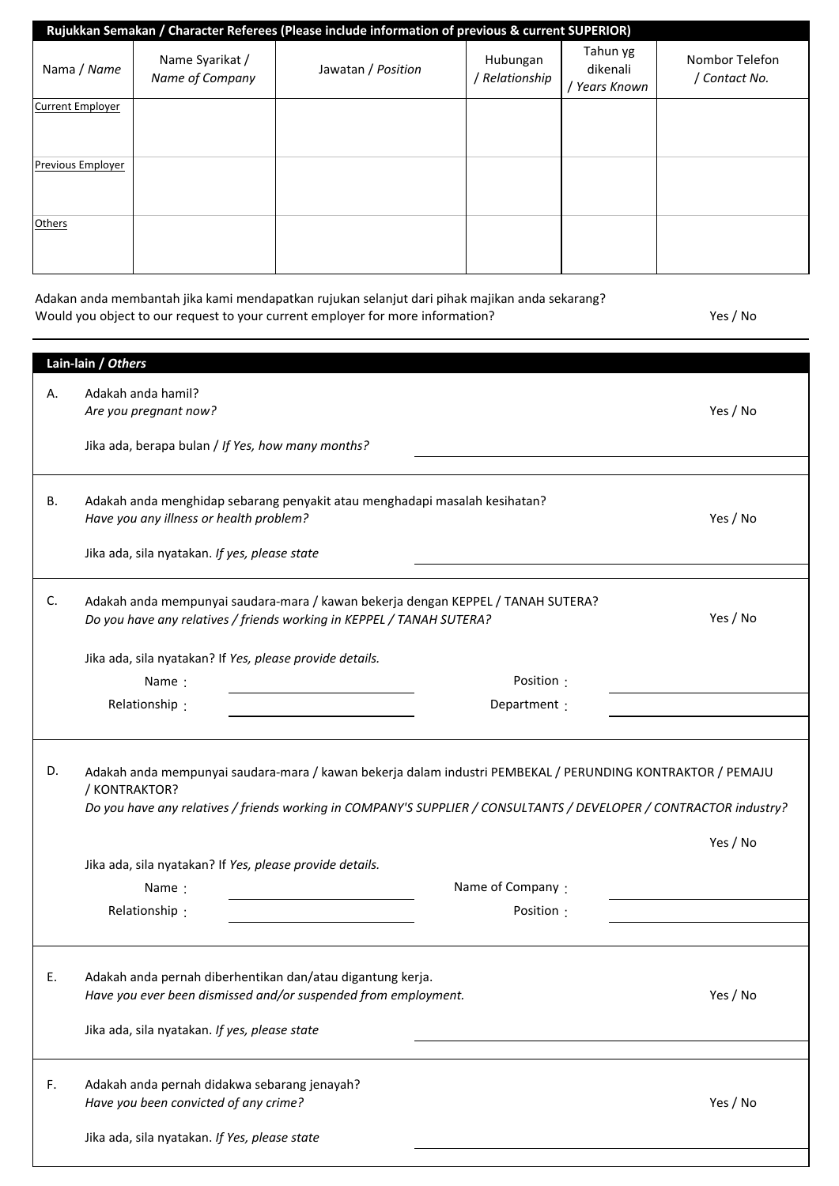## Rujukkan Semakan / Character Referees (Please include information of previous & current SUPERIOR)

| Nama / *Name* | Name Syarikat / *Name of Company* | Jawatan / *Position* | Hubungan / *Relationship* | Tahun yg dikenali / *Years Known* | Nombor Telefon / *Contact No.* |
|---|---|---|---|---|---|
| Current Employer | | | | | |
| Previous Employer | | | | | |
| Others | | | | | |

Adakan anda membantah jika kami mendapatkan rujukan selanjut dari pihak majikan anda sekarang?
Would you object to our request to your current employer for more information? Yes / No

## Lain-lain / *Others*

A. Adakah anda hamil?
*Are you pregnant now?* Yes / No

Jika ada, berapa bulan / *If Yes, how many months?* ____________________

B. Adakah anda menghidap sebarang penyakit atau menghadapi masalah kesihatan?
*Have you any illness or health problem?* Yes / No

Jika ada, sila nyatakan. *If yes, please state* ____________________

C. Adakah anda mempunyai saudara-mara / kawan bekerja dengan KEPPEL / TANAH SUTERA?
*Do you have any relatives / friends working in KEPPEL / TANAH SUTERA?* Yes / No

Jika ada, sila nyatakan? If *Yes, please provide details.*

Name : ____________________ Position : ____________________
Relationship : ____________________ Department : ____________________

D. Adakah anda mempunyai saudara-mara / kawan bekerja dalam industri PEMBEKAL / PERUNDING KONTRAKTOR / PEMAJU / KONTRAKTOR?
*Do you have any relatives / friends working in COMPANY'S SUPPLIER / CONSULTANTS / DEVELOPER / CONTRACTOR industry?*

Yes / No

Jika ada, sila nyatakan? If *Yes, please provide details.*

Name : ____________________ Name of Company : ____________________
Relationship : ____________________ Position : ____________________

E. Adakah anda pernah diberhentikan dan/atau digantung kerja.
*Have you ever been dismissed and/or suspended from employment.* Yes / No

Jika ada, sila nyatakan. *If yes, please state* ____________________

F. Adakah anda pernah didakwa sebarang jenayah?
*Have you been convicted of any crime?* Yes / No

Jika ada, sila nyatakan. *If Yes, please state* ____________________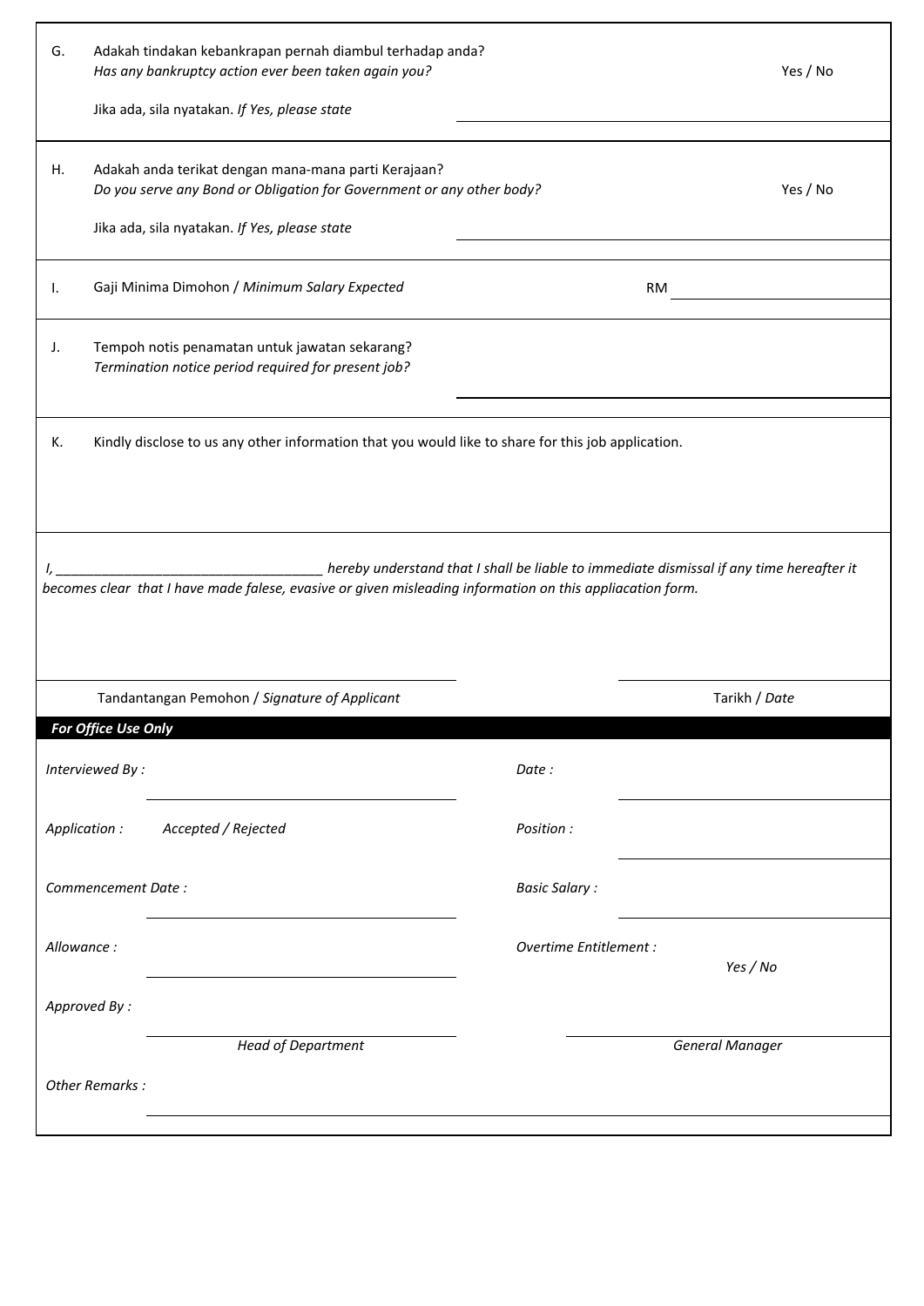G. Adakah tindakan kebankrapan pernah diambil terhadap anda?
*Has any bankruptcy action ever been taken again you?* Yes / No

Jika ada, sila nyatakan. *If Yes, please state* ______________________

H. Adakah anda terikat dengan mana-mana parti Kerajaan?
*Do you serve any Bond or Obligation for Government or any other body?* Yes / No

Jika ada, sila nyatakan. *If Yes, please state* ______________________

I. Gaji Minima Dimohon / *Minimum Salary Expected* RM ______________________

J. Tempoh notis penamatan untuk jawatan sekarang?
*Termination notice period required for present job?* ______________________

K. Kindly disclose to us any other information that you would like to share for this job application.

*I, ___________________________________ hereby understand that I shall be liable to immediate dismissal if any time hereafter it becomes clear that I have made falese, evasive or given misleading information on this appliacation form.*

______________________ ______________________
Tandantangan Pemohon / *Signature of Applicant* Tarikh / *Date*

***For Office Use Only***

*Interviewed By :* ______________________ *Date :* ______________________

*Application :* *Accepted / Rejected* *Position :* ______________________

*Commencement Date :* ______________________ *Basic Salary :* ______________________

*Allowance :* ______________________ *Overtime Entitlement :* *Yes / No*

*Approved By :*

______________________ ______________________
*Head of Department* *General Manager*

*Other Remarks :* ______________________